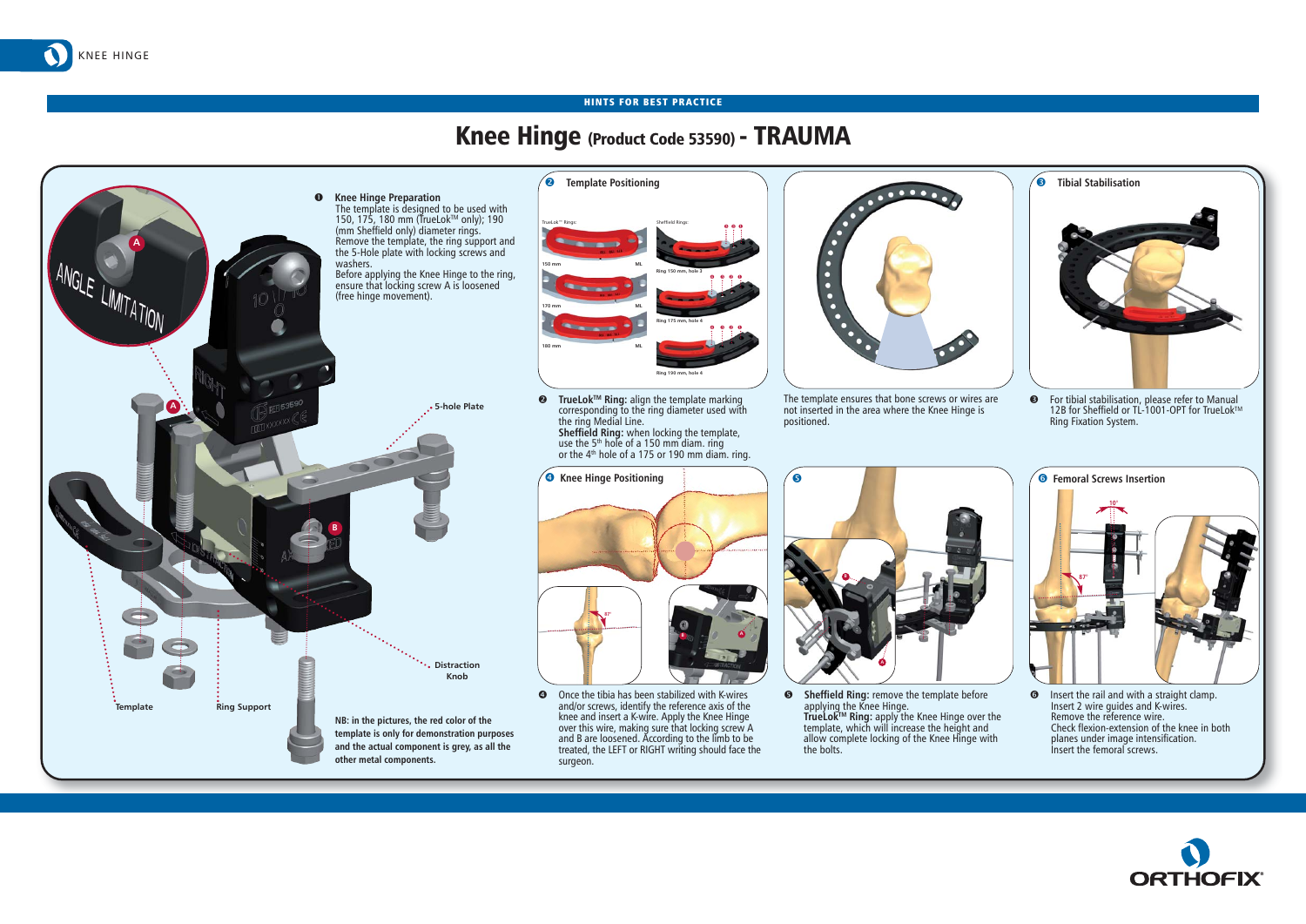HINTS FOR BEST PRACTICE

# Knee Hinge (Product Code 53590) - TRAUMA

**❶ Knee Hinge Preparation**

The template is designed to be used with 150, 175, 180 mm (TrueLok™ only); 190 (mm Sheffield only) diameter rings.
Remove the template, the ring support and the 5-Hole plate with locking screws and washers.
Before applying the Knee Hinge to the ring, ensure that locking screw A is loosened (free hinge movement).

5-hole Plate

Distraction Knob

Template

Ring Support

**NB: in the pictures, the red color of the template is only for demonstration purposes and the actual component is grey, as all the other metal components.**

**❷ Template Positioning**

TrueLok™ Rings:

150 mm ML

170 mm ML

180 mm ML

Sheffield Rings:

Ring 150 mm, hole 5

Ring 175 mm, hole 4

Ring 190 mm, hole 4

❷ **TrueLok™ Ring:** align the template marking corresponding to the ring diameter used with the ring Medial Line.
**Sheffield Ring:** when locking the template, use the 5th hole of a 150 mm diam. ring or the 4th hole of a 175 or 190 mm diam. ring.

The template ensures that bone screws or wires are not inserted in the area where the Knee Hinge is positioned.

**❸ Tibial Stabilisation**

❸ For tibial stabilisation, please refer to Manual 12B for Sheffield or TL-1001-OPT for TrueLok™ Ring Fixation System.

**❹ Knee Hinge Positioning**

❹ Once the tibia has been stabilized with K-wires and/or screws, identify the reference axis of the knee and insert a K-wire. Apply the Knee Hinge over this wire, making sure that locking screw A and B are loosened. According to the limb to be treated, the LEFT or RIGHT writing should face the surgeon.

**❺**

❺ **Sheffield Ring:** remove the template before applying the Knee Hinge.
**TrueLok™ Ring:** apply the Knee Hinge over the template, which will increase the height and allow complete locking of the Knee Hinge with the bolts.

**❻ Femoral Screws Insertion**

❻ Insert the rail and with a straight clamp. Insert 2 wire guides and K-wires.
Remove the reference wire.
Check flexion-extension of the knee in both planes under image intensification.
Insert the femoral screws.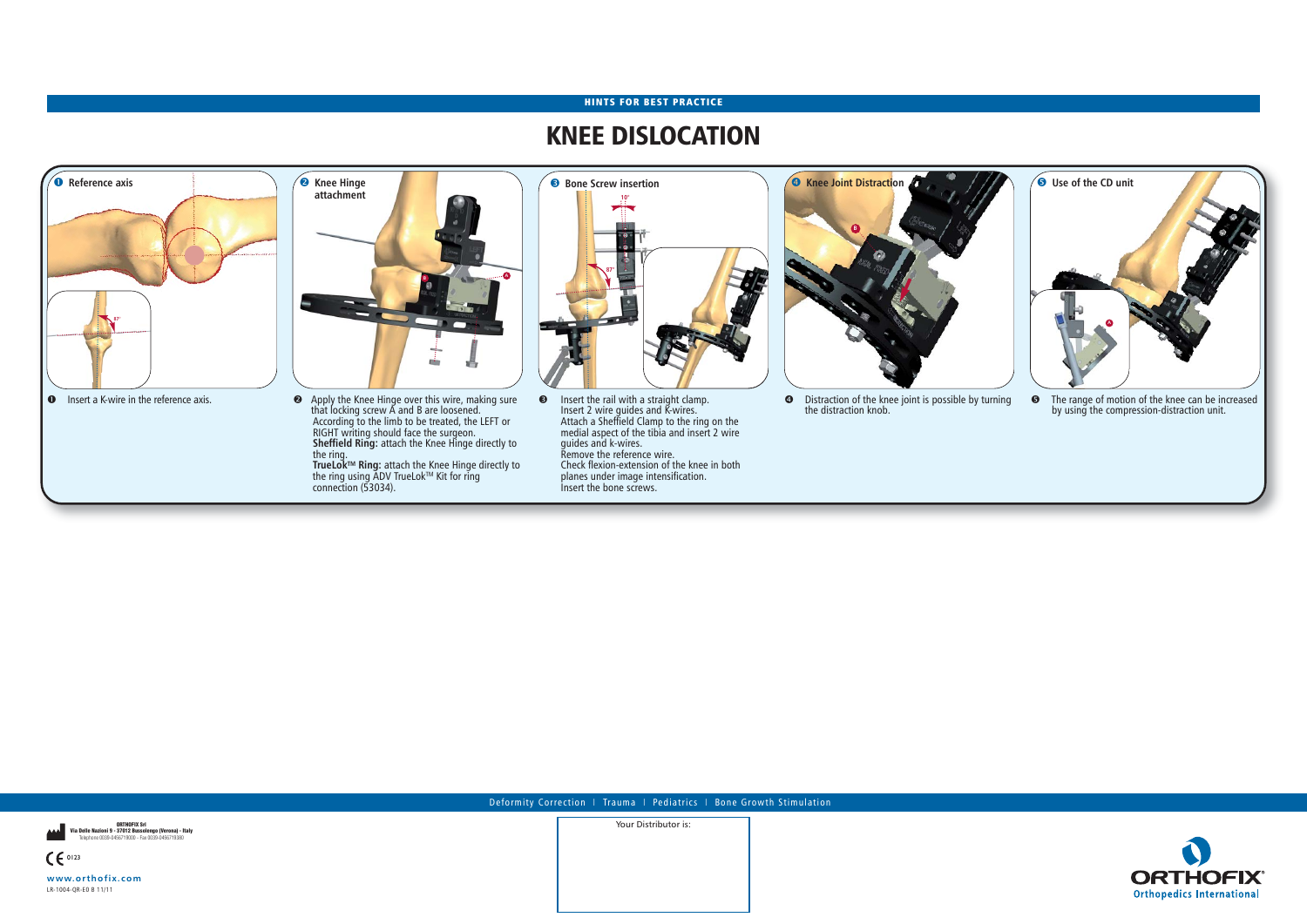HINTS FOR BEST PRACTICE

# KNEE DISLOCATION

## ❶ Reference axis

87°

❶ Insert a K-wire in the reference axis.

## ❷ Knee Hinge attachment

❷ Apply the Knee Hinge over this wire, making sure that locking screw A and B are loosened.
According to the limb to be treated, the LEFT or RIGHT writing should face the surgeon.
**Sheffield Ring:** attach the Knee Hinge directly to the ring.
**TrueLok™ Ring:** attach the Knee Hinge directly to the ring using ADV TrueLok™ Kit for ring connection (53034).

## ❸ Bone Screw insertion

10°

87°

❸ Insert the rail with a straight clamp.
Insert 2 wire guides and K-wires.
Attach a Sheffield Clamp to the ring on the medial aspect of the tibia and insert 2 wire guides and k-wires.
Remove the reference wire.
Check flexion-extension of the knee in both planes under image intensification.
Insert the bone screws.

## ❹ Knee Joint Distraction

❹ Distraction of the knee joint is possible by turning the distraction knob.

## ❺ Use of the CD unit

❺ The range of motion of the knee can be increased by using the compression-distraction unit.

Deformity Correction | Trauma | Pediatrics | Bone Growth Stimulation

ORTHOFIX Srl
Via Delle Nazioni 9 - 37012 Bussolengo (Verona) - Italy
Telephone 0039-0456719000 - Fax 0039-0456719380

CE 0123

www.orthofix.com

LR-1004-QR-E0 B 11/11

Your Distributor is:

ORTHOFIX
Orthopedics International